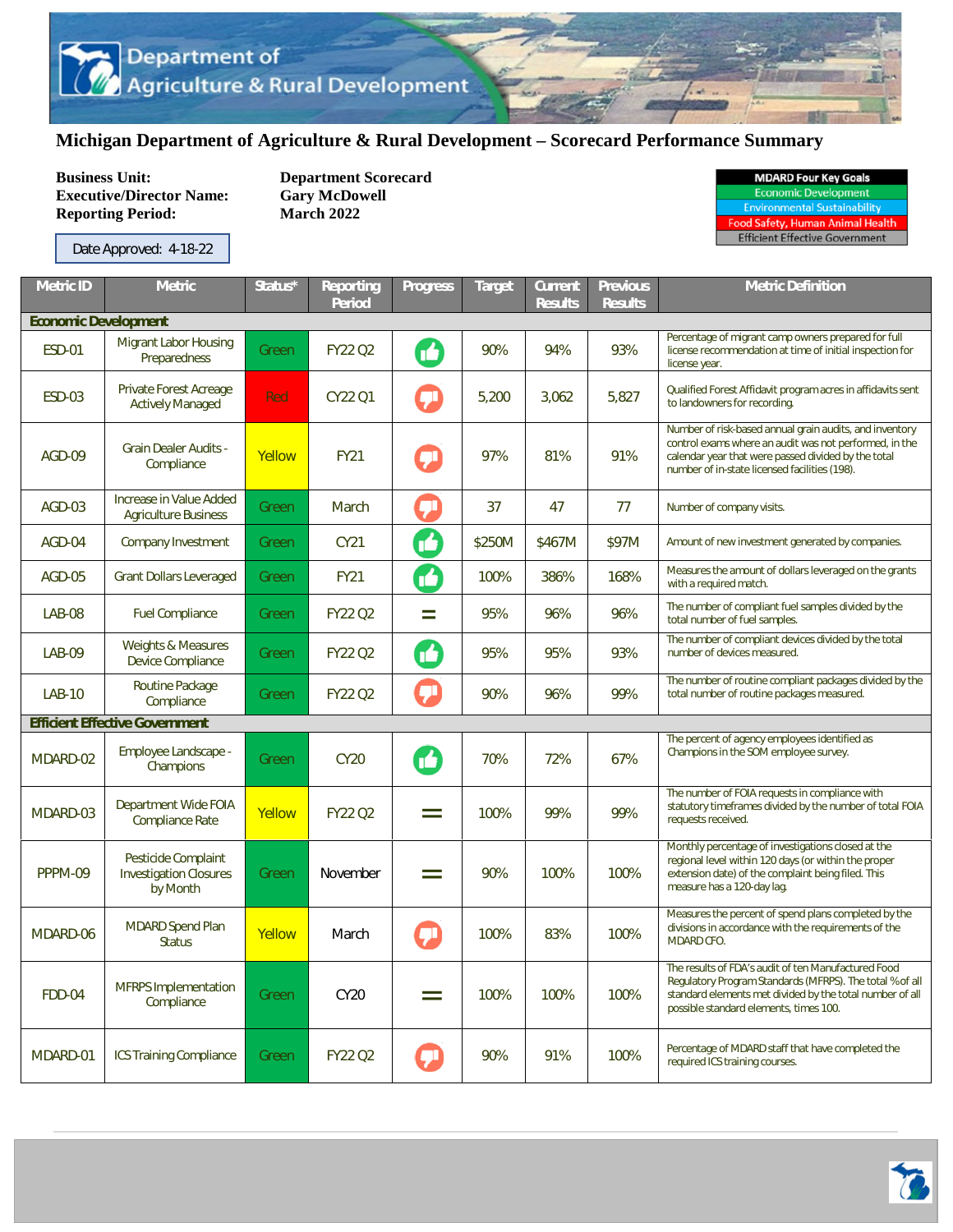# Michigan Department of Agriculture & Rural Development – Scorecard Performance Summary

**Business Unit:** Department Scorecard
**Executive/Director Name:** Gary McDowell
**Reporting Period:** March 2022

Date Approved: 4-18-22

| MDARD Four Key Goals |
|---|
| Economic Development |
| Environmental Sustainability |
| Food Safety, Human Animal Health |
| Efficient Effective Government |

| Metric ID | Metric | Status* | Reporting Period | Progress | Target | Current Results | Previous Results | Metric Definition |
|---|---|---|---|---|---|---|---|---|
| **Economic Development** | | | | | | | | |
| ESD-01 | Migrant Labor Housing Preparedness | Green | FY22 Q2 | Thumbs up | 90% | 94% | 93% | Percentage of migrant camp owners prepared for full license recommendation at time of initial inspection for license year. |
| ESD-03 | Private Forest Acreage Actively Managed | Red | CY22 Q1 | Thumbs down | 5,200 | 3,062 | 5,827 | Qualified Forest Affidavit program acres in affidavits sent to landowners for recording. |
| AGD-09 | Grain Dealer Audits - Compliance | Yellow | FY21 | Thumbs down | 97% | 81% | 91% | Number of risk-based annual grain audits, and inventory control exams where an audit was not performed, in the calendar year that were passed divided by the total number of in-state licensed facilities (198). |
| AGD-03 | Increase in Value Added Agriculture Business | Green | March | Thumbs down | 37 | 47 | 77 | Number of company visits. |
| AGD-04 | Company Investment | Green | CY21 | Thumbs up | $250M | $467M | $97M | Amount of new investment generated by companies. |
| AGD-05 | Grant Dollars Leveraged | Green | FY21 | Thumbs up | 100% | 386% | 168% | Measures the amount of dollars leveraged on the grants with a required match. |
| LAB-08 | Fuel Compliance | Green | FY22 Q2 | = | 95% | 96% | 96% | The number of compliant fuel samples divided by the total number of fuel samples. |
| LAB-09 | Weights & Measures Device Compliance | Green | FY22 Q2 | Thumbs up | 95% | 95% | 93% | The number of compliant devices divided by the total number of devices measured. |
| LAB-10 | Routine Package Compliance | Green | FY22 Q2 | Thumbs down | 90% | 96% | 99% | The number of routine compliant packages divided by the total number of routine packages measured. |
| **Efficient Effective Government** | | | | | | | | |
| MDARD-02 | Employee Landscape - Champions | Green | CY20 | Thumbs up | 70% | 72% | 67% | The percent of agency employees identified as Champions in the SOM employee survey. |
| MDARD-03 | Department Wide FOIA Compliance Rate | Yellow | FY22 Q2 | = | 100% | 99% | 99% | The number of FOIA requests in compliance with statutory timeframes divided by the number of total FOIA requests received. |
| PPPM-09 | Pesticide Complaint Investigation Closures by Month | Green | November | = | 90% | 100% | 100% | Monthly percentage of investigations closed at the regional level within 120 days (or within the proper extension date) of the complaint being filed. This measure has a 120-day lag. |
| MDARD-06 | MDARD Spend Plan Status | Yellow | March | Thumbs down | 100% | 83% | 100% | Measures the percent of spend plans completed by the divisions in accordance with the requirements of the MDARD CFO. |
| FDD-04 | MFRPS Implementation Compliance | Green | CY20 | = | 100% | 100% | 100% | The results of FDA's audit of ten Manufactured Food Regulatory Program Standards (MFRPS). The total % of all standard elements met divided by the total number of all possible standard elements, times 100. |
| MDARD-01 | ICS Training Compliance | Green | FY22 Q2 | Thumbs down | 90% | 91% | 100% | Percentage of MDARD staff that have completed the required ICS training courses. |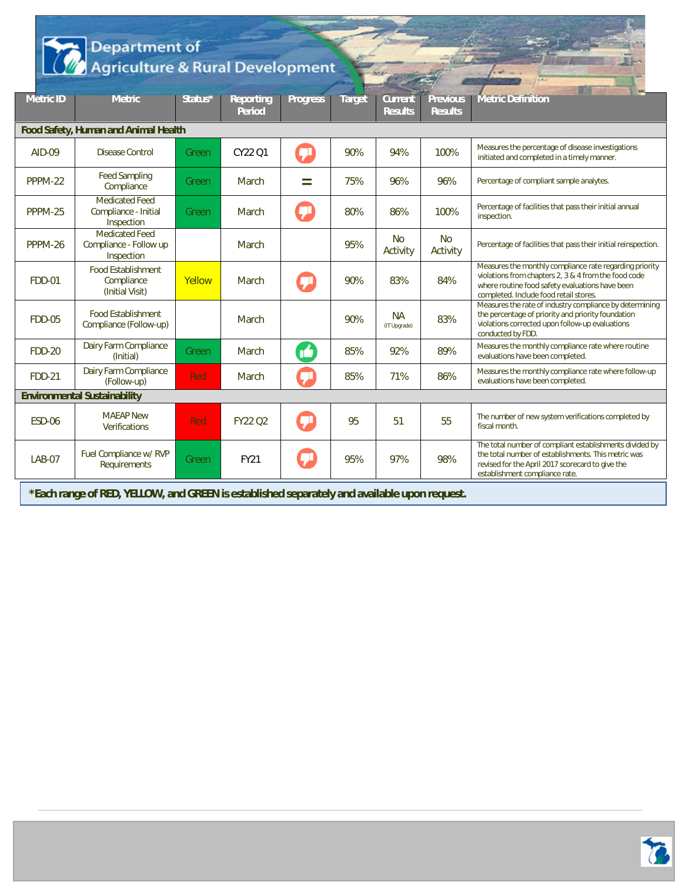# Department of Agriculture & Rural Development

| Metric ID | Metric | Status* | Reporting Period | Progress | Target | Current Results | Previous Results | Metric Definition |
|---|---|---|---|---|---|---|---|---|
| **Food Safety, Human and Animal Health** | | | | | | | | |
| AID-09 | Disease Control | Green | CY22 Q1 | Thumbs down | 90% | 94% | 100% | Measures the percentage of disease investigations initiated and completed in a timely manner. |
| PPPM-22 | Feed Sampling Compliance | Green | March | = | 75% | 96% | 96% | Percentage of compliant sample analytes. |
| PPPM-25 | Medicated Feed Compliance - Initial Inspection | Green | March | Thumbs down | 80% | 86% | 100% | Percentage of facilities that pass their initial annual inspection. |
| PPPM-26 | Medicated Feed Compliance - Follow up Inspection | | March | | 95% | No Activity | No Activity | Percentage of facilities that pass their initial reinspection. |
| FDD-01 | Food Establishment Compliance (Initial Visit) | Yellow | March | Thumbs down | 90% | 83% | 84% | Measures the monthly compliance rate regarding priority violations from chapters 2, 3 & 4 from the food code where routine food safety evaluations have been completed. Include food retail stores. |
| FDD-05 | Food Establishment Compliance (Follow-up) | | March | | 90% | NA (IT Upgrade) | 83% | Measures the rate of industry compliance by determining the percentage of priority and priority foundation violations corrected upon follow-up evaluations conducted by FDD. |
| FDD-20 | Dairy Farm Compliance (Initial) | Green | March | Thumbs up | 85% | 92% | 89% | Measures the monthly compliance rate where routine evaluations have been completed. |
| FDD-21 | Dairy Farm Compliance (Follow-up) | Red | March | Thumbs down | 85% | 71% | 86% | Measures the monthly compliance rate where follow-up evaluations have been completed. |
| **Environmental Sustainability** | | | | | | | | |
| ESD-06 | MAEAP New Verifications | Red | FY22 Q2 | Thumbs down | 95 | 51 | 55 | The number of new system verifications completed by fiscal month. |
| LAB-07 | Fuel Compliance w/ RVP Requirements | Green | FY21 | Thumbs down | 95% | 97% | 98% | The total number of compliant establishments divided by the total number of establishments. This metric was revised for the April 2017 scorecard to give the establishment compliance rate. |

**\*Each range of RED, YELLOW, and GREEN is established separately and available upon request.**